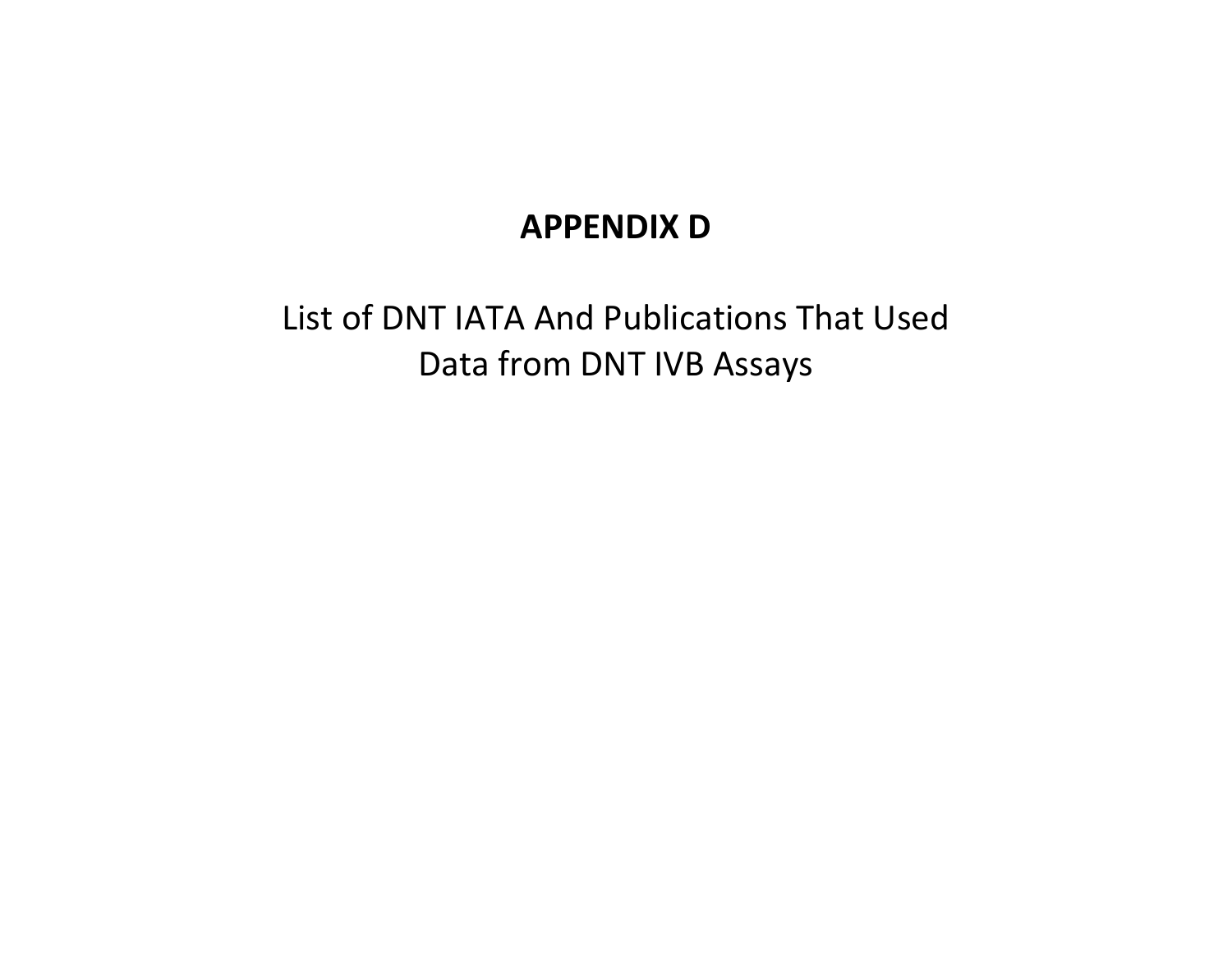# APPENDIX D

List of DNT IATA And Publications That Used Data from DNT IVB Assays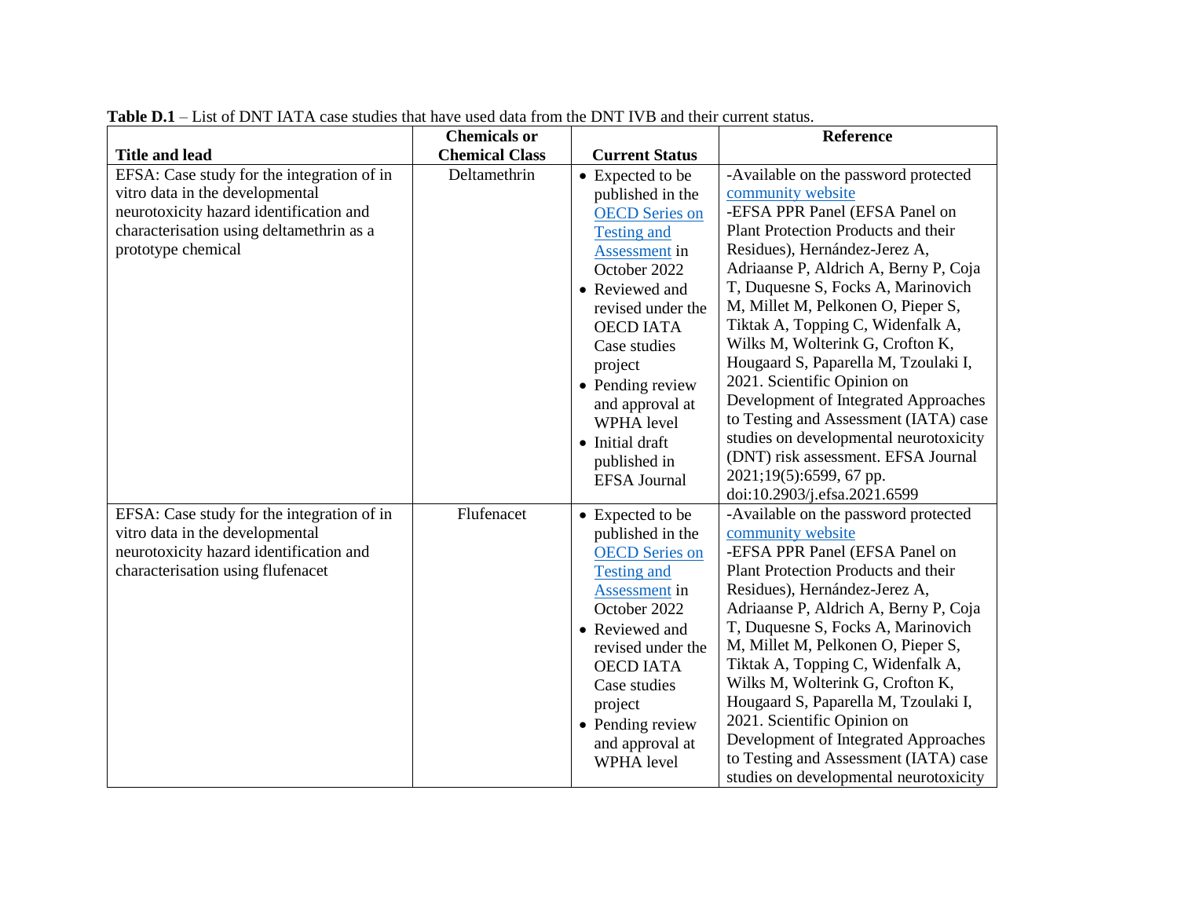**Table D.1** – List of DNT IATA case studies that have used data from the DNT IVB and their current status.

| Title and lead | Chemicals or Chemical Class | Current Status | Reference |
|---|---|---|---|
| EFSA: Case study for the integration of in vitro data in the developmental neurotoxicity hazard identification and characterisation using deltamethrin as a prototype chemical | Deltamethrin | • Expected to be published in the OECD Series on Testing and Assessment in October 2022<br>• Reviewed and revised under the OECD IATA Case studies project<br>• Pending review and approval at WPHA level<br>• Initial draft published in EFSA Journal | -Available on the password protected community website<br>-EFSA PPR Panel (EFSA Panel on Plant Protection Products and their Residues), Hernández-Jerez A, Adriaanse P, Aldrich A, Berny P, Coja T, Duquesne S, Focks A, Marinovich M, Millet M, Pelkonen O, Pieper S, Tiktak A, Topping C, Widenfalk A, Wilks M, Wolterink G, Crofton K, Hougaard S, Paparella M, Tzoulaki I, 2021. Scientific Opinion on Development of Integrated Approaches to Testing and Assessment (IATA) case studies on developmental neurotoxicity (DNT) risk assessment. EFSA Journal 2021;19(5):6599, 67 pp. doi:10.2903/j.efsa.2021.6599 |
| EFSA: Case study for the integration of in vitro data in the developmental neurotoxicity hazard identification and characterisation using flufenacet | Flufenacet | • Expected to be published in the OECD Series on Testing and Assessment in October 2022<br>• Reviewed and revised under the OECD IATA Case studies project<br>• Pending review and approval at WPHA level | -Available on the password protected community website<br>-EFSA PPR Panel (EFSA Panel on Plant Protection Products and their Residues), Hernández-Jerez A, Adriaanse P, Aldrich A, Berny P, Coja T, Duquesne S, Focks A, Marinovich M, Millet M, Pelkonen O, Pieper S, Tiktak A, Topping C, Widenfalk A, Wilks M, Wolterink G, Crofton K, Hougaard S, Paparella M, Tzoulaki I, 2021. Scientific Opinion on Development of Integrated Approaches to Testing and Assessment (IATA) case studies on developmental neurotoxicity |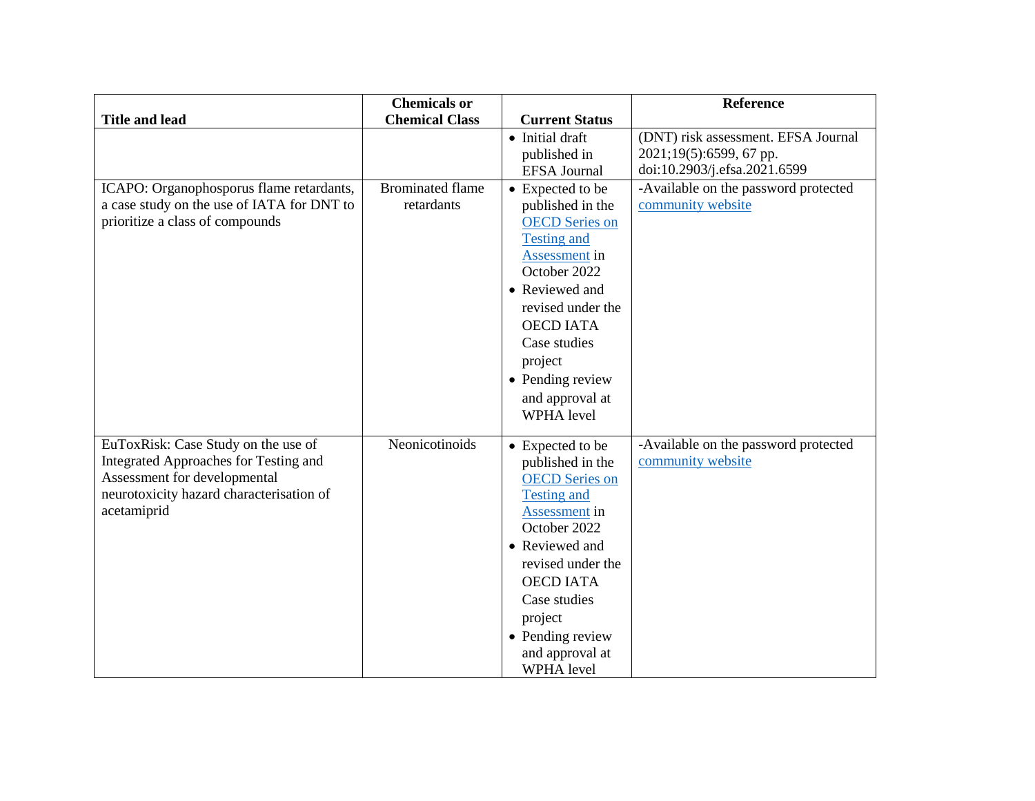| Title and lead | Chemicals or Chemical Class | Current Status | Reference |
|---|---|---|---|
| | | • Initial draft published in EFSA Journal | (DNT) risk assessment. EFSA Journal 2021;19(5):6599, 67 pp. doi:10.2903/j.efsa.2021.6599 |
| ICAPO: Organophosporus flame retardants, a case study on the use of IATA for DNT to prioritize a class of compounds | Brominated flame retardants | • Expected to be published in the OECD Series on Testing and Assessment in October 2022 • Reviewed and revised under the OECD IATA Case studies project • Pending review and approval at WPHA level | -Available on the password protected community website |
| EuToxRisk: Case Study on the use of Integrated Approaches for Testing and Assessment for developmental neurotoxicity hazard characterisation of acetamiprid | Neonicotinoids | • Expected to be published in the OECD Series on Testing and Assessment in October 2022 • Reviewed and revised under the OECD IATA Case studies project • Pending review and approval at WPHA level | -Available on the password protected community website |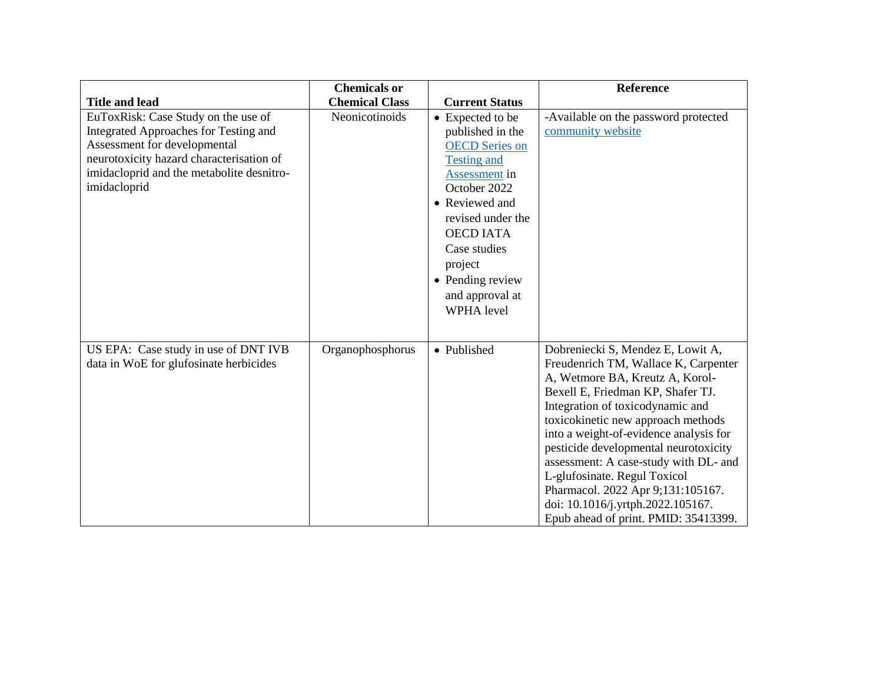| Title and lead | Chemicals or Chemical Class | Current Status | Reference |
|---|---|---|---|
| EuToxRisk: Case Study on the use of Integrated Approaches for Testing and Assessment for developmental neurotoxicity hazard characterisation of imidacloprid and the metabolite desnitro-imidacloprid | Neonicotinoids | • Expected to be published in the OECD Series on Testing and Assessment in October 2022<br>• Reviewed and revised under the OECD IATA Case studies project<br>• Pending review and approval at WPHA level | -Available on the password protected community website |
| US EPA: Case study in use of DNT IVB data in WoE for glufosinate herbicides | Organophosphorus | • Published | Dobreniecki S, Mendez E, Lowit A, Freudenrich TM, Wallace K, Carpenter A, Wetmore BA, Kreutz A, Korol-Bexell E, Friedman KP, Shafer TJ. Integration of toxicodynamic and toxicokinetic new approach methods into a weight-of-evidence analysis for pesticide developmental neurotoxicity assessment: A case-study with DL- and L-glufosinate. Regul Toxicol Pharmacol. 2022 Apr 9;131:105167. doi: 10.1016/j.yrtph.2022.105167. Epub ahead of print. PMID: 35413399. |